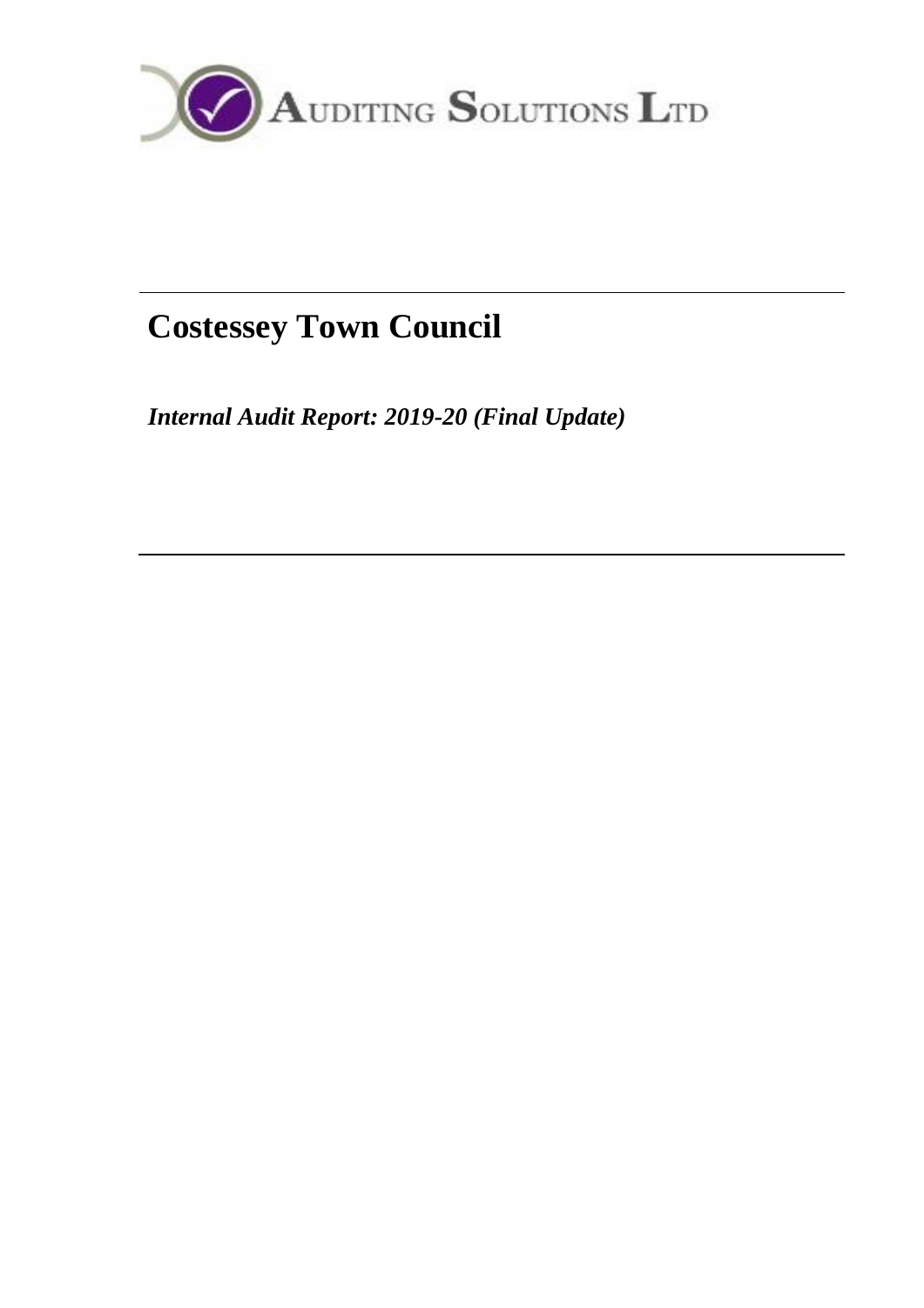AUDITING SOLUTIONS LTD

# Costessey Town Council

*Internal Audit Report: 2019-20 (Final Update)*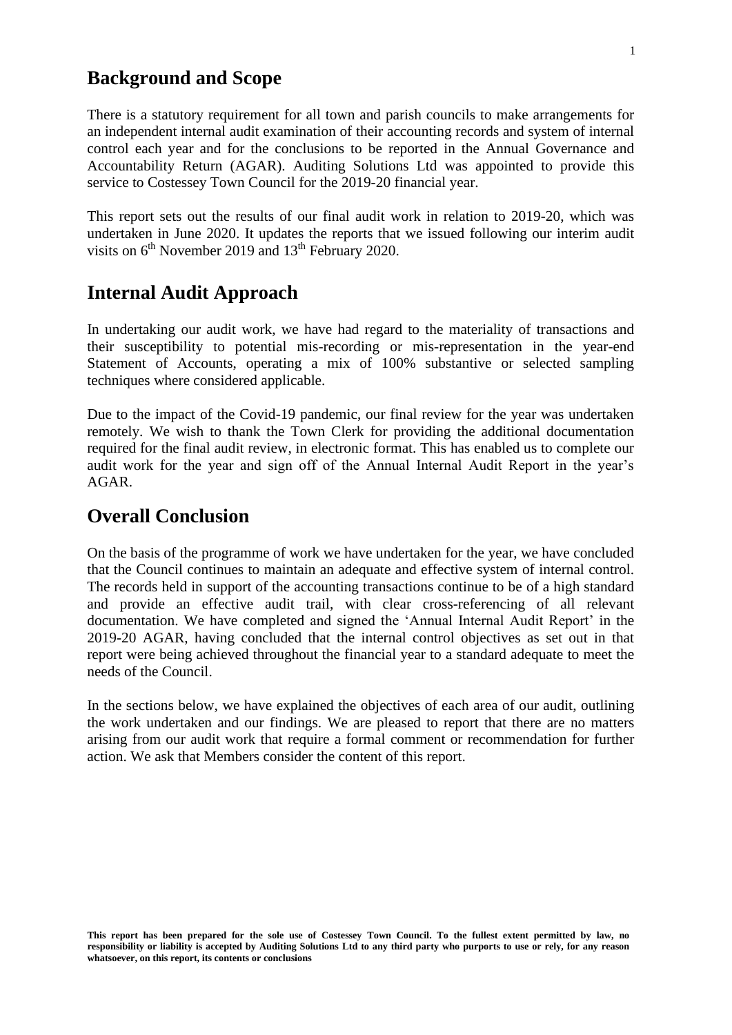## Background and Scope

There is a statutory requirement for all town and parish councils to make arrangements for an independent internal audit examination of their accounting records and system of internal control each year and for the conclusions to be reported in the Annual Governance and Accountability Return (AGAR). Auditing Solutions Ltd was appointed to provide this service to Costessey Town Council for the 2019-20 financial year.

This report sets out the results of our final audit work in relation to 2019-20, which was undertaken in June 2020. It updates the reports that we issued following our interim audit visits on 6th November 2019 and 13th February 2020.

## Internal Audit Approach

In undertaking our audit work, we have had regard to the materiality of transactions and their susceptibility to potential mis-recording or mis-representation in the year-end Statement of Accounts, operating a mix of 100% substantive or selected sampling techniques where considered applicable.

Due to the impact of the Covid-19 pandemic, our final review for the year was undertaken remotely. We wish to thank the Town Clerk for providing the additional documentation required for the final audit review, in electronic format. This has enabled us to complete our audit work for the year and sign off of the Annual Internal Audit Report in the year's AGAR.

## Overall Conclusion

On the basis of the programme of work we have undertaken for the year, we have concluded that the Council continues to maintain an adequate and effective system of internal control. The records held in support of the accounting transactions continue to be of a high standard and provide an effective audit trail, with clear cross-referencing of all relevant documentation. We have completed and signed the 'Annual Internal Audit Report' in the 2019-20 AGAR, having concluded that the internal control objectives as set out in that report were being achieved throughout the financial year to a standard adequate to meet the needs of the Council.

In the sections below, we have explained the objectives of each area of our audit, outlining the work undertaken and our findings. We are pleased to report that there are no matters arising from our audit work that require a formal comment or recommendation for further action. We ask that Members consider the content of this report.

**This report has been prepared for the sole use of Costessey Town Council. To the fullest extent permitted by law, no responsibility or liability is accepted by Auditing Solutions Ltd to any third party who purports to use or rely, for any reason whatsoever, on this report, its contents or conclusions**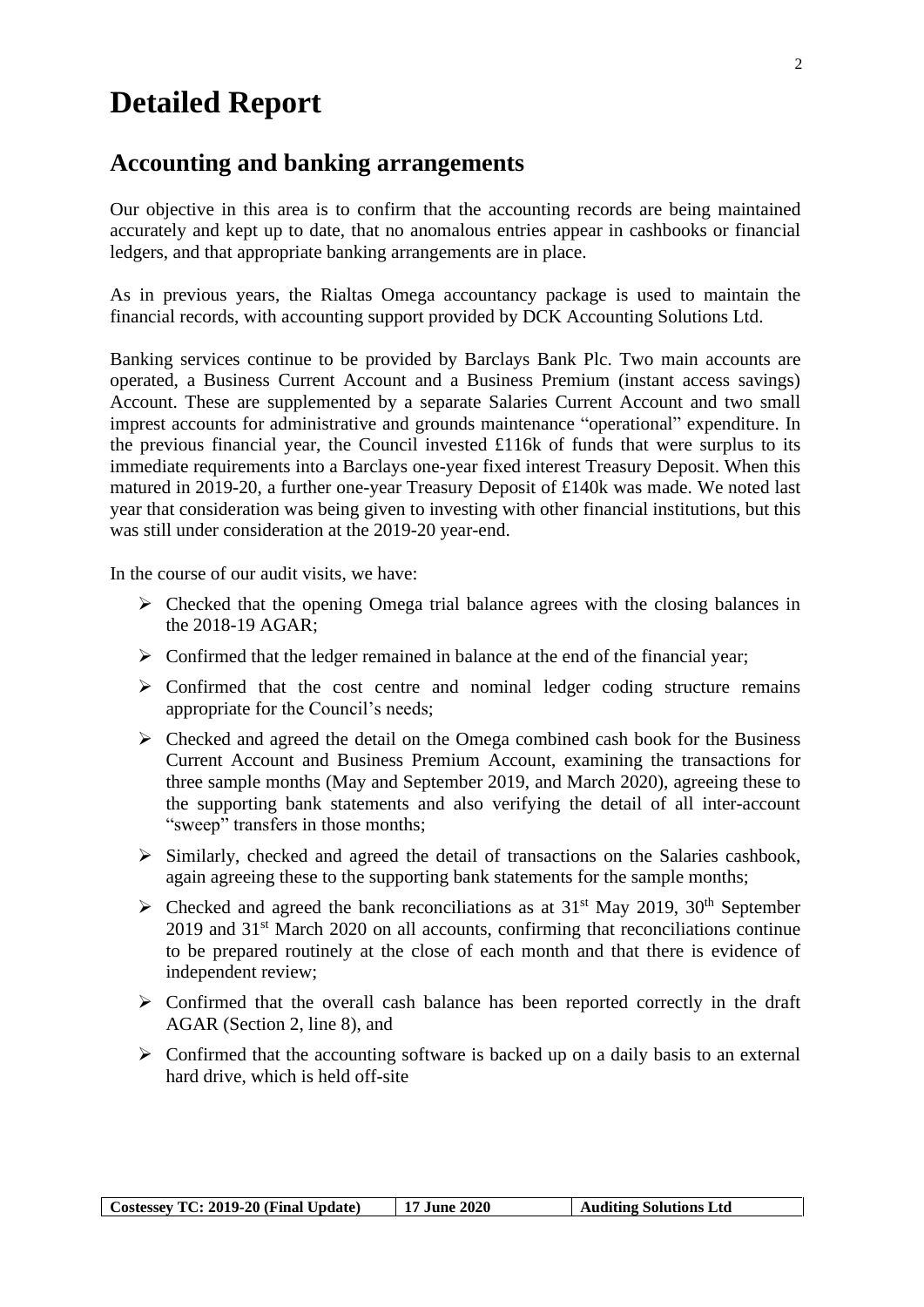# Detailed Report

## Accounting and banking arrangements

Our objective in this area is to confirm that the accounting records are being maintained accurately and kept up to date, that no anomalous entries appear in cashbooks or financial ledgers, and that appropriate banking arrangements are in place.

As in previous years, the Rialtas Omega accountancy package is used to maintain the financial records, with accounting support provided by DCK Accounting Solutions Ltd.

Banking services continue to be provided by Barclays Bank Plc. Two main accounts are operated, a Business Current Account and a Business Premium (instant access savings) Account. These are supplemented by a separate Salaries Current Account and two small imprest accounts for administrative and grounds maintenance "operational" expenditure. In the previous financial year, the Council invested £116k of funds that were surplus to its immediate requirements into a Barclays one-year fixed interest Treasury Deposit. When this matured in 2019-20, a further one-year Treasury Deposit of £140k was made. We noted last year that consideration was being given to investing with other financial institutions, but this was still under consideration at the 2019-20 year-end.

In the course of our audit visits, we have:

- Checked that the opening Omega trial balance agrees with the closing balances in the 2018-19 AGAR;
- Confirmed that the ledger remained in balance at the end of the financial year;
- Confirmed that the cost centre and nominal ledger coding structure remains appropriate for the Council's needs;
- Checked and agreed the detail on the Omega combined cash book for the Business Current Account and Business Premium Account, examining the transactions for three sample months (May and September 2019, and March 2020), agreeing these to the supporting bank statements and also verifying the detail of all inter-account "sweep" transfers in those months;
- Similarly, checked and agreed the detail of transactions on the Salaries cashbook, again agreeing these to the supporting bank statements for the sample months;
- Checked and agreed the bank reconciliations as at 31st May 2019, 30th September 2019 and 31st March 2020 on all accounts, confirming that reconciliations continue to be prepared routinely at the close of each month and that there is evidence of independent review;
- Confirmed that the overall cash balance has been reported correctly in the draft AGAR (Section 2, line 8), and
- Confirmed that the accounting software is backed up on a daily basis to an external hard drive, which is held off-site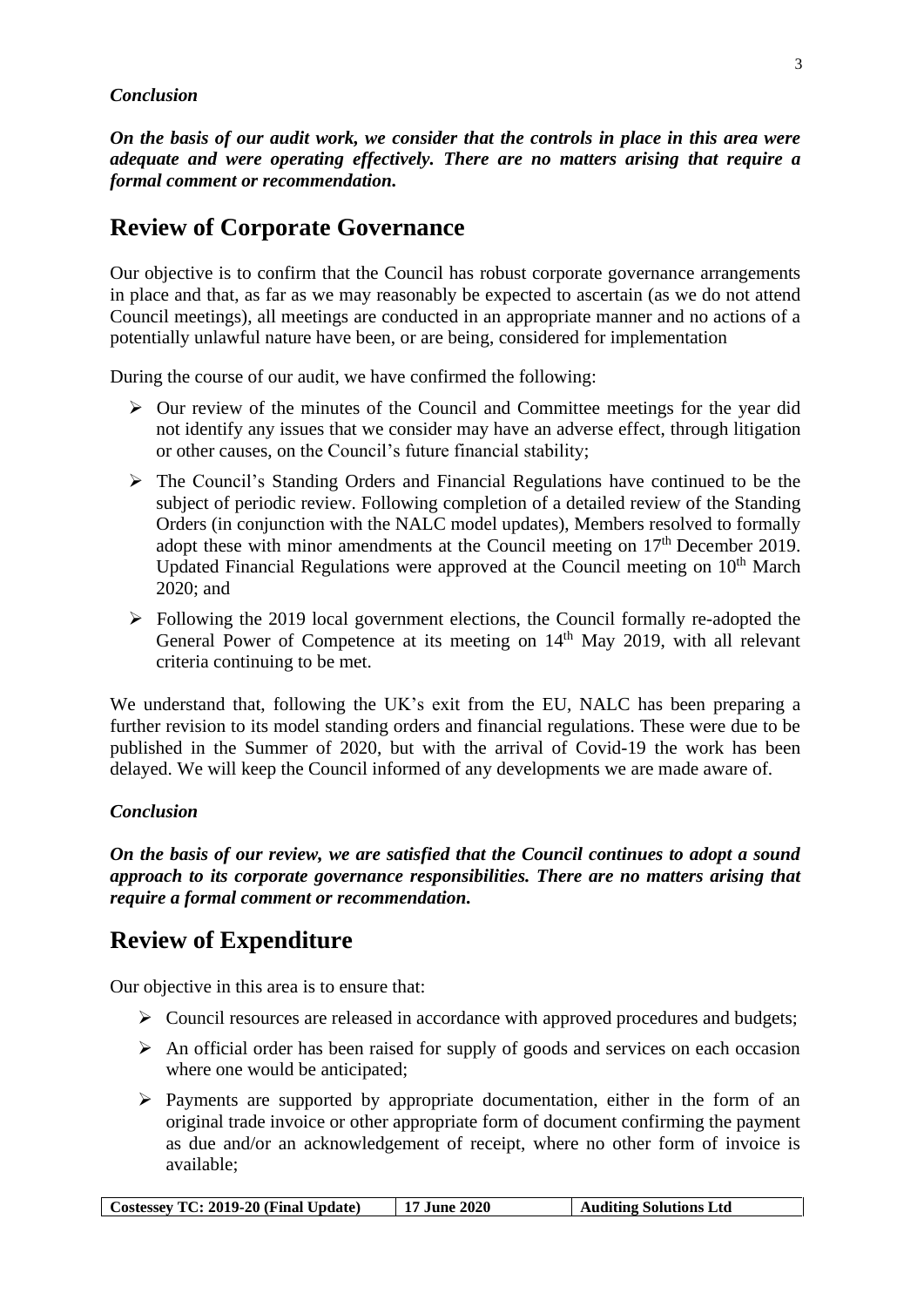### *Conclusion*

***On the basis of our audit work, we consider that the controls in place in this area were adequate and were operating effectively. There are no matters arising that require a formal comment or recommendation.***

## Review of Corporate Governance

Our objective is to confirm that the Council has robust corporate governance arrangements in place and that, as far as we may reasonably be expected to ascertain (as we do not attend Council meetings), all meetings are conducted in an appropriate manner and no actions of a potentially unlawful nature have been, or are being, considered for implementation

During the course of our audit, we have confirmed the following:

- Our review of the minutes of the Council and Committee meetings for the year did not identify any issues that we consider may have an adverse effect, through litigation or other causes, on the Council's future financial stability;
- The Council's Standing Orders and Financial Regulations have continued to be the subject of periodic review. Following completion of a detailed review of the Standing Orders (in conjunction with the NALC model updates), Members resolved to formally adopt these with minor amendments at the Council meeting on 17th December 2019. Updated Financial Regulations were approved at the Council meeting on 10th March 2020; and
- Following the 2019 local government elections, the Council formally re-adopted the General Power of Competence at its meeting on 14th May 2019, with all relevant criteria continuing to be met.

We understand that, following the UK's exit from the EU, NALC has been preparing a further revision to its model standing orders and financial regulations. These were due to be published in the Summer of 2020, but with the arrival of Covid-19 the work has been delayed. We will keep the Council informed of any developments we are made aware of.

### *Conclusion*

***On the basis of our review, we are satisfied that the Council continues to adopt a sound approach to its corporate governance responsibilities. There are no matters arising that require a formal comment or recommendation.***

## Review of Expenditure

Our objective in this area is to ensure that:

- Council resources are released in accordance with approved procedures and budgets;
- An official order has been raised for supply of goods and services on each occasion where one would be anticipated;
- Payments are supported by appropriate documentation, either in the form of an original trade invoice or other appropriate form of document confirming the payment as due and/or an acknowledgement of receipt, where no other form of invoice is available;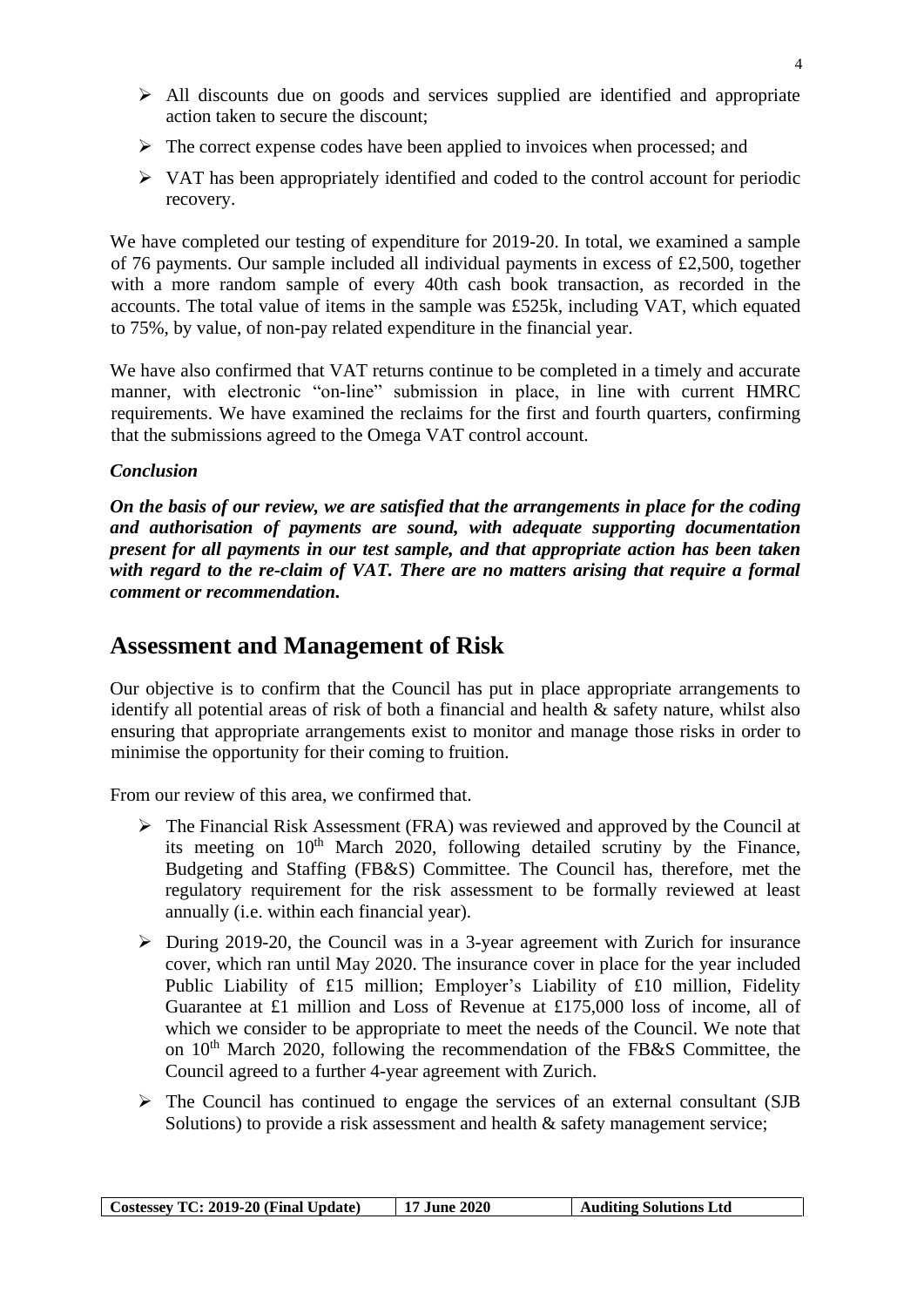- All discounts due on goods and services supplied are identified and appropriate action taken to secure the discount;
- The correct expense codes have been applied to invoices when processed; and
- VAT has been appropriately identified and coded to the control account for periodic recovery.

We have completed our testing of expenditure for 2019-20. In total, we examined a sample of 76 payments. Our sample included all individual payments in excess of £2,500, together with a more random sample of every 40th cash book transaction, as recorded in the accounts. The total value of items in the sample was £525k, including VAT, which equated to 75%, by value, of non-pay related expenditure in the financial year.

We have also confirmed that VAT returns continue to be completed in a timely and accurate manner, with electronic "on-line" submission in place, in line with current HMRC requirements. We have examined the reclaims for the first and fourth quarters, confirming that the submissions agreed to the Omega VAT control account.

***Conclusion***

***On the basis of our review, we are satisfied that the arrangements in place for the coding and authorisation of payments are sound, with adequate supporting documentation present for all payments in our test sample, and that appropriate action has been taken with regard to the re-claim of VAT. There are no matters arising that require a formal comment or recommendation.***

## Assessment and Management of Risk

Our objective is to confirm that the Council has put in place appropriate arrangements to identify all potential areas of risk of both a financial and health & safety nature, whilst also ensuring that appropriate arrangements exist to monitor and manage those risks in order to minimise the opportunity for their coming to fruition.

From our review of this area, we confirmed that.

- The Financial Risk Assessment (FRA) was reviewed and approved by the Council at its meeting on 10th March 2020, following detailed scrutiny by the Finance, Budgeting and Staffing (FB&S) Committee. The Council has, therefore, met the regulatory requirement for the risk assessment to be formally reviewed at least annually (i.e. within each financial year).
- During 2019-20, the Council was in a 3-year agreement with Zurich for insurance cover, which ran until May 2020. The insurance cover in place for the year included Public Liability of £15 million; Employer's Liability of £10 million, Fidelity Guarantee at £1 million and Loss of Revenue at £175,000 loss of income, all of which we consider to be appropriate to meet the needs of the Council. We note that on 10th March 2020, following the recommendation of the FB&S Committee, the Council agreed to a further 4-year agreement with Zurich.
- The Council has continued to engage the services of an external consultant (SJB Solutions) to provide a risk assessment and health & safety management service;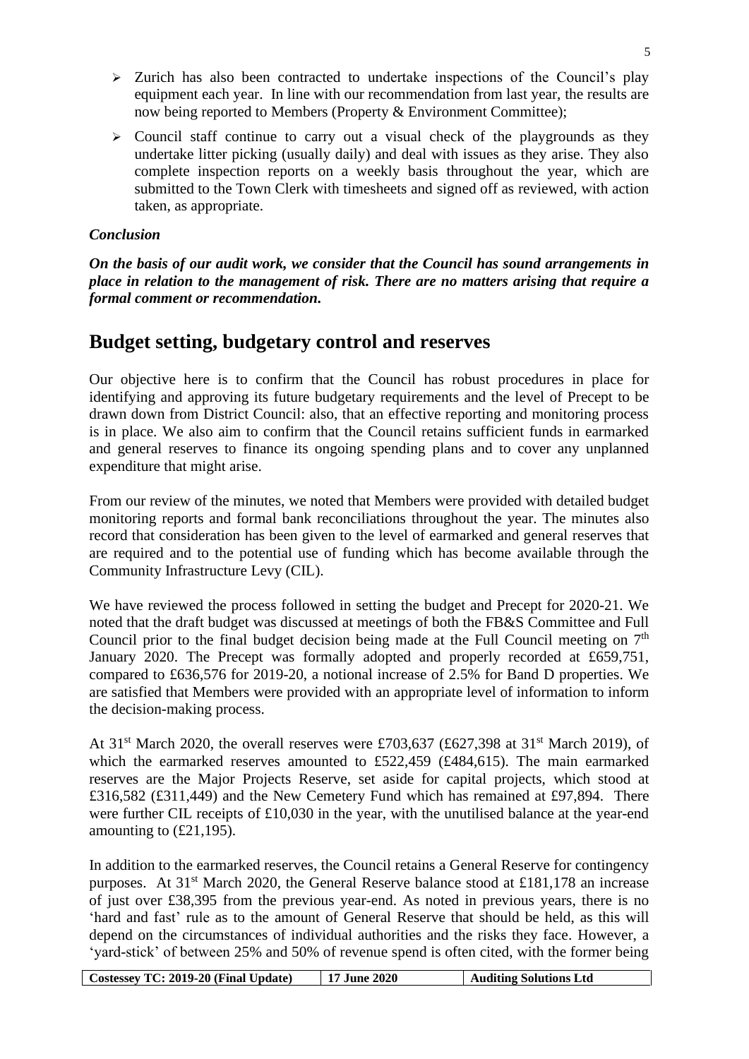- Zurich has also been contracted to undertake inspections of the Council's play equipment each year. In line with our recommendation from last year, the results are now being reported to Members (Property & Environment Committee);
- Council staff continue to carry out a visual check of the playgrounds as they undertake litter picking (usually daily) and deal with issues as they arise. They also complete inspection reports on a weekly basis throughout the year, which are submitted to the Town Clerk with timesheets and signed off as reviewed, with action taken, as appropriate.

### *Conclusion*

***On the basis of our audit work, we consider that the Council has sound arrangements in place in relation to the management of risk. There are no matters arising that require a formal comment or recommendation.***

## Budget setting, budgetary control and reserves

Our objective here is to confirm that the Council has robust procedures in place for identifying and approving its future budgetary requirements and the level of Precept to be drawn down from District Council: also, that an effective reporting and monitoring process is in place. We also aim to confirm that the Council retains sufficient funds in earmarked and general reserves to finance its ongoing spending plans and to cover any unplanned expenditure that might arise.

From our review of the minutes, we noted that Members were provided with detailed budget monitoring reports and formal bank reconciliations throughout the year. The minutes also record that consideration has been given to the level of earmarked and general reserves that are required and to the potential use of funding which has become available through the Community Infrastructure Levy (CIL).

We have reviewed the process followed in setting the budget and Precept for 2020-21. We noted that the draft budget was discussed at meetings of both the FB&S Committee and Full Council prior to the final budget decision being made at the Full Council meeting on 7th January 2020. The Precept was formally adopted and properly recorded at £659,751, compared to £636,576 for 2019-20, a notional increase of 2.5% for Band D properties. We are satisfied that Members were provided with an appropriate level of information to inform the decision-making process.

At 31st March 2020, the overall reserves were £703,637 (£627,398 at 31st March 2019), of which the earmarked reserves amounted to £522,459 (£484,615). The main earmarked reserves are the Major Projects Reserve, set aside for capital projects, which stood at £316,582 (£311,449) and the New Cemetery Fund which has remained at £97,894. There were further CIL receipts of £10,030 in the year, with the unutilised balance at the year-end amounting to (£21,195).

In addition to the earmarked reserves, the Council retains a General Reserve for contingency purposes. At 31st March 2020, the General Reserve balance stood at £181,178 an increase of just over £38,395 from the previous year-end. As noted in previous years, there is no 'hard and fast' rule as to the amount of General Reserve that should be held, as this will depend on the circumstances of individual authorities and the risks they face. However, a 'yard-stick' of between 25% and 50% of revenue spend is often cited, with the former being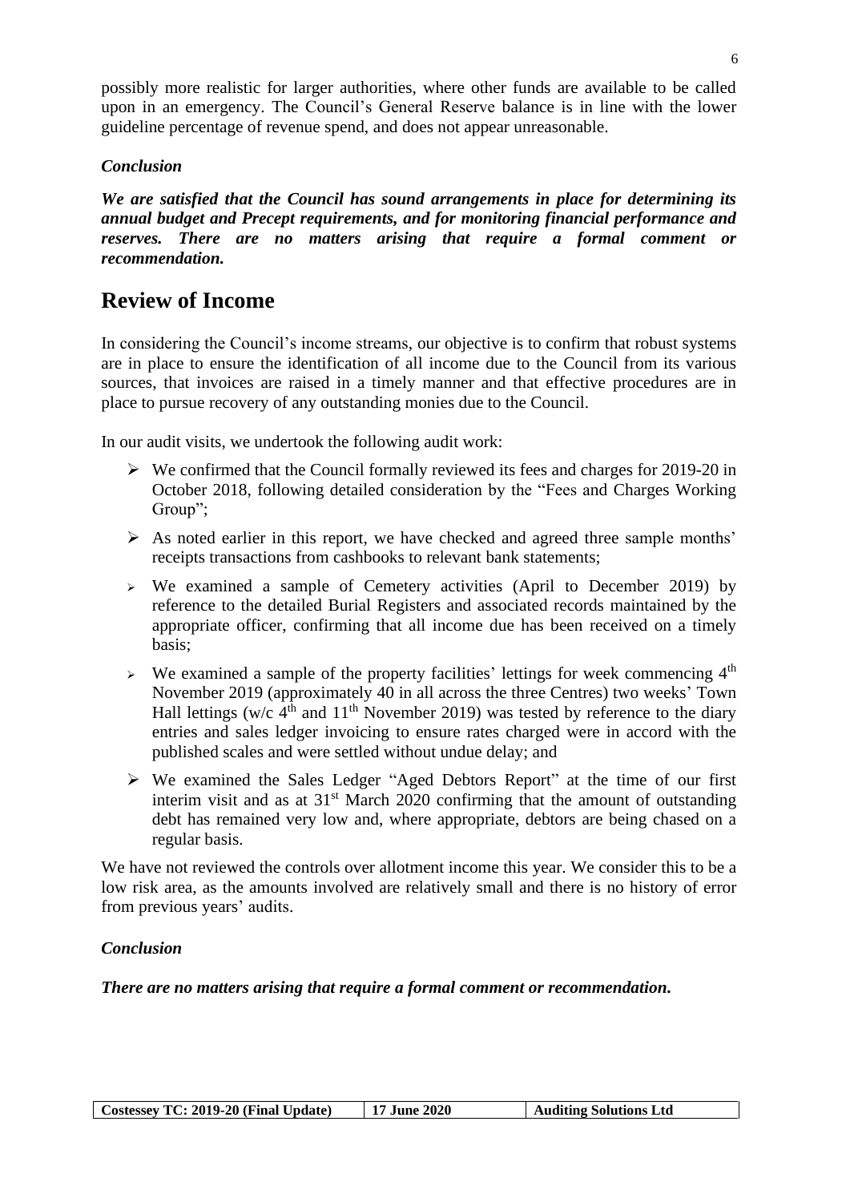possibly more realistic for larger authorities, where other funds are available to be called upon in an emergency. The Council's General Reserve balance is in line with the lower guideline percentage of revenue spend, and does not appear unreasonable.

### *Conclusion*

***We are satisfied that the Council has sound arrangements in place for determining its annual budget and Precept requirements, and for monitoring financial performance and reserves. There are no matters arising that require a formal comment or recommendation.***

## Review of Income

In considering the Council's income streams, our objective is to confirm that robust systems are in place to ensure the identification of all income due to the Council from its various sources, that invoices are raised in a timely manner and that effective procedures are in place to pursue recovery of any outstanding monies due to the Council.

In our audit visits, we undertook the following audit work:

- We confirmed that the Council formally reviewed its fees and charges for 2019-20 in October 2018, following detailed consideration by the "Fees and Charges Working Group";
- As noted earlier in this report, we have checked and agreed three sample months' receipts transactions from cashbooks to relevant bank statements;
- We examined a sample of Cemetery activities (April to December 2019) by reference to the detailed Burial Registers and associated records maintained by the appropriate officer, confirming that all income due has been received on a timely basis;
- We examined a sample of the property facilities' lettings for week commencing 4th November 2019 (approximately 40 in all across the three Centres) two weeks' Town Hall lettings (w/c 4th and 11th November 2019) was tested by reference to the diary entries and sales ledger invoicing to ensure rates charged were in accord with the published scales and were settled without undue delay; and
- We examined the Sales Ledger "Aged Debtors Report" at the time of our first interim visit and as at 31st March 2020 confirming that the amount of outstanding debt has remained very low and, where appropriate, debtors are being chased on a regular basis.

We have not reviewed the controls over allotment income this year. We consider this to be a low risk area, as the amounts involved are relatively small and there is no history of error from previous years' audits.

### *Conclusion*

***There are no matters arising that require a formal comment or recommendation.***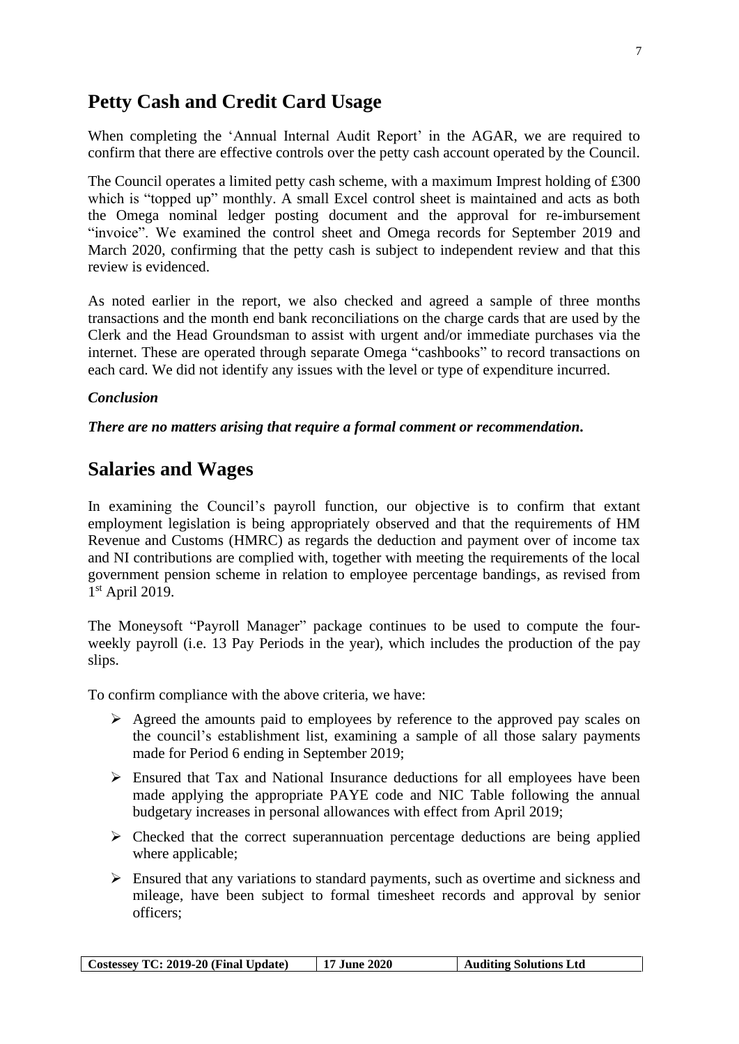## Petty Cash and Credit Card Usage

When completing the 'Annual Internal Audit Report' in the AGAR, we are required to confirm that there are effective controls over the petty cash account operated by the Council.

The Council operates a limited petty cash scheme, with a maximum Imprest holding of £300 which is "topped up" monthly. A small Excel control sheet is maintained and acts as both the Omega nominal ledger posting document and the approval for re-imbursement "invoice". We examined the control sheet and Omega records for September 2019 and March 2020, confirming that the petty cash is subject to independent review and that this review is evidenced.

As noted earlier in the report, we also checked and agreed a sample of three months transactions and the month end bank reconciliations on the charge cards that are used by the Clerk and the Head Groundsman to assist with urgent and/or immediate purchases via the internet. These are operated through separate Omega "cashbooks" to record transactions on each card. We did not identify any issues with the level or type of expenditure incurred.

***Conclusion***

***There are no matters arising that require a formal comment or recommendation.***

## Salaries and Wages

In examining the Council's payroll function, our objective is to confirm that extant employment legislation is being appropriately observed and that the requirements of HM Revenue and Customs (HMRC) as regards the deduction and payment over of income tax and NI contributions are complied with, together with meeting the requirements of the local government pension scheme in relation to employee percentage bandings, as revised from 1st April 2019.

The Moneysoft "Payroll Manager" package continues to be used to compute the four-weekly payroll (i.e. 13 Pay Periods in the year), which includes the production of the pay slips.

To confirm compliance with the above criteria, we have:

- Agreed the amounts paid to employees by reference to the approved pay scales on the council's establishment list, examining a sample of all those salary payments made for Period 6 ending in September 2019;
- Ensured that Tax and National Insurance deductions for all employees have been made applying the appropriate PAYE code and NIC Table following the annual budgetary increases in personal allowances with effect from April 2019;
- Checked that the correct superannuation percentage deductions are being applied where applicable;
- Ensured that any variations to standard payments, such as overtime and sickness and mileage, have been subject to formal timesheet records and approval by senior officers;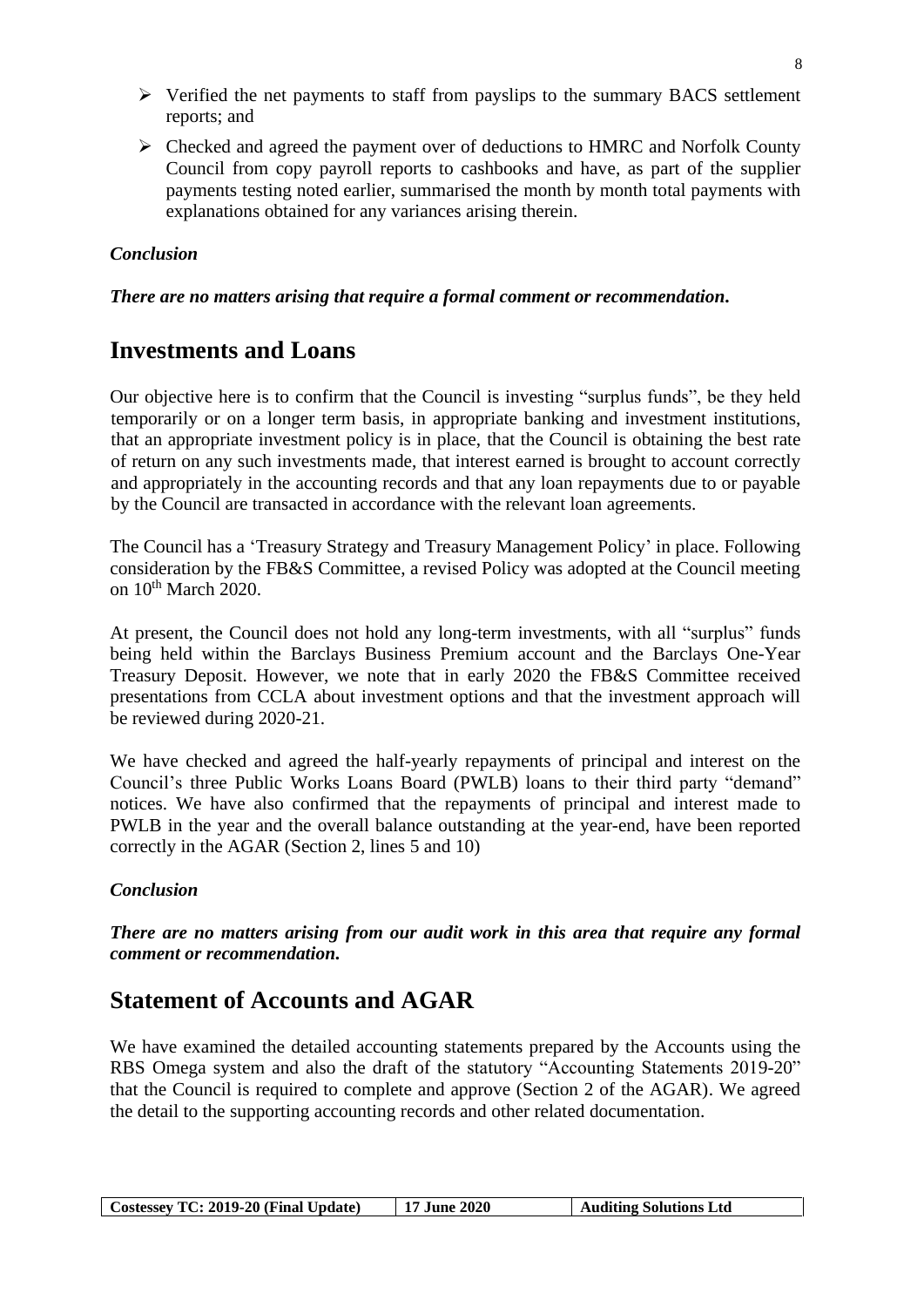- Verified the net payments to staff from payslips to the summary BACS settlement reports; and
- Checked and agreed the payment over of deductions to HMRC and Norfolk County Council from copy payroll reports to cashbooks and have, as part of the supplier payments testing noted earlier, summarised the month by month total payments with explanations obtained for any variances arising therein.

***Conclusion***

***There are no matters arising that require a formal comment or recommendation.***

## Investments and Loans

Our objective here is to confirm that the Council is investing "surplus funds", be they held temporarily or on a longer term basis, in appropriate banking and investment institutions, that an appropriate investment policy is in place, that the Council is obtaining the best rate of return on any such investments made, that interest earned is brought to account correctly and appropriately in the accounting records and that any loan repayments due to or payable by the Council are transacted in accordance with the relevant loan agreements.

The Council has a 'Treasury Strategy and Treasury Management Policy' in place. Following consideration by the FB&S Committee, a revised Policy was adopted at the Council meeting on 10th March 2020.

At present, the Council does not hold any long-term investments, with all "surplus" funds being held within the Barclays Business Premium account and the Barclays One-Year Treasury Deposit. However, we note that in early 2020 the FB&S Committee received presentations from CCLA about investment options and that the investment approach will be reviewed during 2020-21.

We have checked and agreed the half-yearly repayments of principal and interest on the Council's three Public Works Loans Board (PWLB) loans to their third party "demand" notices. We have also confirmed that the repayments of principal and interest made to PWLB in the year and the overall balance outstanding at the year-end, have been reported correctly in the AGAR (Section 2, lines 5 and 10)

***Conclusion***

***There are no matters arising from our audit work in this area that require any formal comment or recommendation.***

## Statement of Accounts and AGAR

We have examined the detailed accounting statements prepared by the Accounts using the RBS Omega system and also the draft of the statutory "Accounting Statements 2019-20" that the Council is required to complete and approve (Section 2 of the AGAR). We agreed the detail to the supporting accounting records and other related documentation.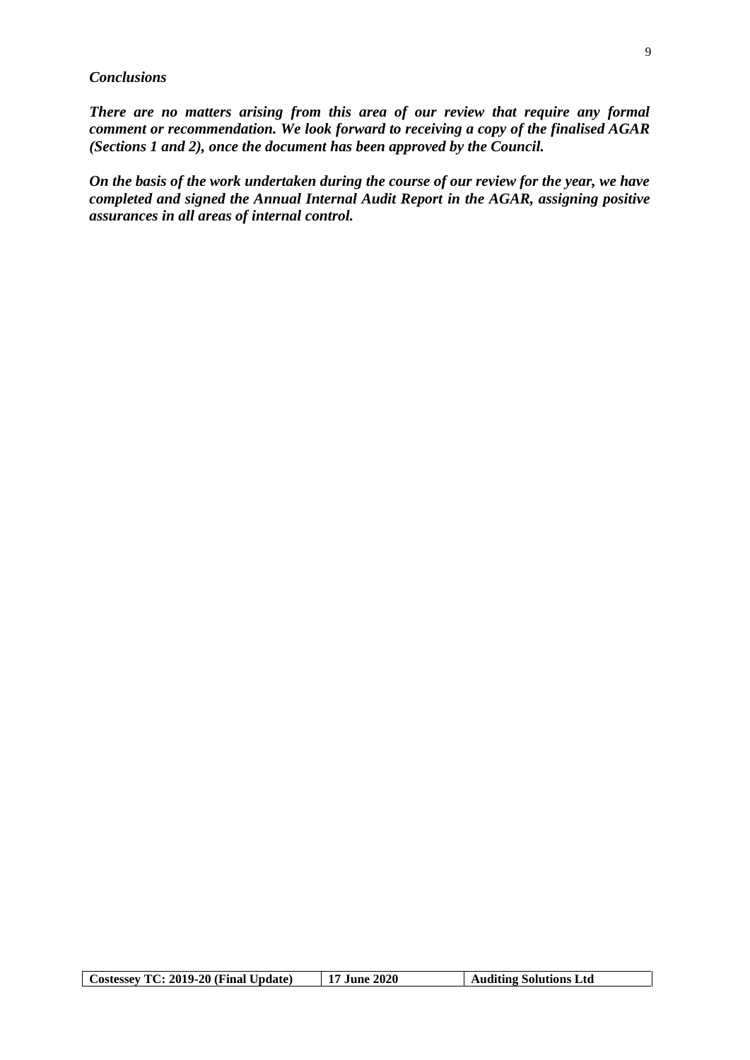*Conclusions*

***There are no matters arising from this area of our review that require any formal comment or recommendation. We look forward to receiving a copy of the finalised AGAR (Sections 1 and 2), once the document has been approved by the Council.***

***On the basis of the work undertaken during the course of our review for the year, we have completed and signed the Annual Internal Audit Report in the AGAR, assigning positive assurances in all areas of internal control.***